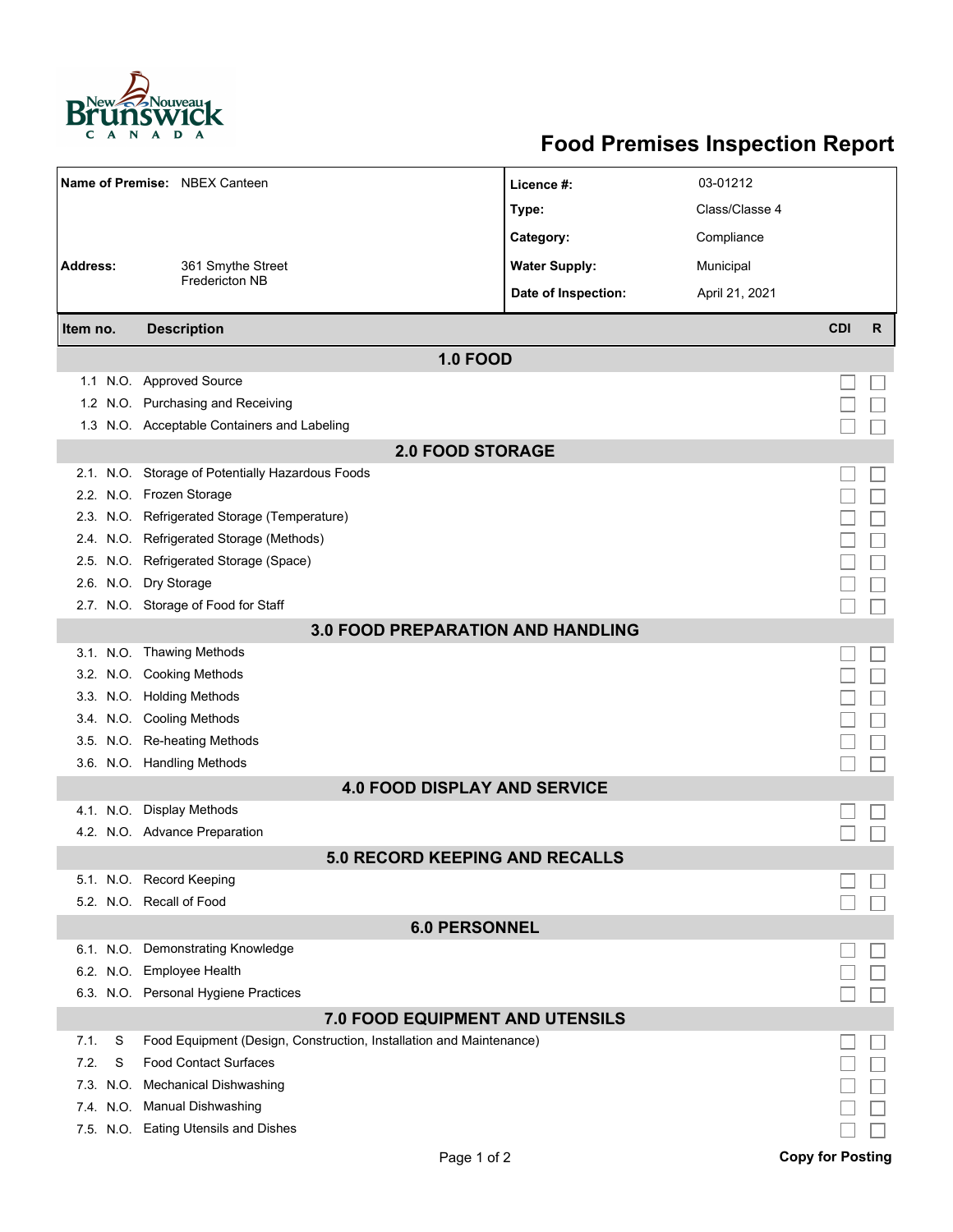# Food Premises Inspection Report

| | | | |
|---|---|---|---|
| **Name of Premise:** | NBEX Canteen | **Licence #:** | 03-01212 |
| | | **Type:** | Class/Classe 4 |
| | | **Category:** | Compliance |
| **Address:** | 361 Smythe Street Fredericton NB | **Water Supply:** | Municipal |
| | | **Date of Inspection:** | April 21, 2021 |

| Item no. | | Description | CDI | R |
|---|---|---|---|---|
| **1.0 FOOD** | | | | |
| 1.1 | N.O. | Approved Source | ☐ | ☐ |
| 1.2 | N.O. | Purchasing and Receiving | ☐ | ☐ |
| 1.3 | N.O. | Acceptable Containers and Labeling | ☐ | ☐ |
| **2.0 FOOD STORAGE** | | | | |
| 2.1. | N.O. | Storage of Potentially Hazardous Foods | ☐ | ☐ |
| 2.2. | N.O. | Frozen Storage | ☐ | ☐ |
| 2.3. | N.O. | Refrigerated Storage (Temperature) | ☐ | ☐ |
| 2.4. | N.O. | Refrigerated Storage (Methods) | ☐ | ☐ |
| 2.5. | N.O. | Refrigerated Storage (Space) | ☐ | ☐ |
| 2.6. | N.O. | Dry Storage | ☐ | ☐ |
| 2.7. | N.O. | Storage of Food for Staff | ☐ | ☐ |
| **3.0 FOOD PREPARATION AND HANDLING** | | | | |
| 3.1. | N.O. | Thawing Methods | ☐ | ☐ |
| 3.2. | N.O. | Cooking Methods | ☐ | ☐ |
| 3.3. | N.O. | Holding Methods | ☐ | ☐ |
| 3.4. | N.O. | Cooling Methods | ☐ | ☐ |
| 3.5. | N.O. | Re-heating Methods | ☐ | ☐ |
| 3.6. | N.O. | Handling Methods | ☐ | ☐ |
| **4.0 FOOD DISPLAY AND SERVICE** | | | | |
| 4.1. | N.O. | Display Methods | ☐ | ☐ |
| 4.2. | N.O. | Advance Preparation | ☐ | ☐ |
| **5.0 RECORD KEEPING AND RECALLS** | | | | |
| 5.1. | N.O. | Record Keeping | ☐ | ☐ |
| 5.2. | N.O. | Recall of Food | ☐ | ☐ |
| **6.0 PERSONNEL** | | | | |
| 6.1. | N.O. | Demonstrating Knowledge | ☐ | ☐ |
| 6.2. | N.O. | Employee Health | ☐ | ☐ |
| 6.3. | N.O. | Personal Hygiene Practices | ☐ | ☐ |
| **7.0 FOOD EQUIPMENT AND UTENSILS** | | | | |
| 7.1. | S | Food Equipment (Design, Construction, Installation and Maintenance) | ☐ | ☐ |
| 7.2. | S | Food Contact Surfaces | ☐ | ☐ |
| 7.3. | N.O. | Mechanical Dishwashing | ☐ | ☐ |
| 7.4. | N.O. | Manual Dishwashing | ☐ | ☐ |
| 7.5. | N.O. | Eating Utensils and Dishes | ☐ | ☐ |

**Copy for Posting**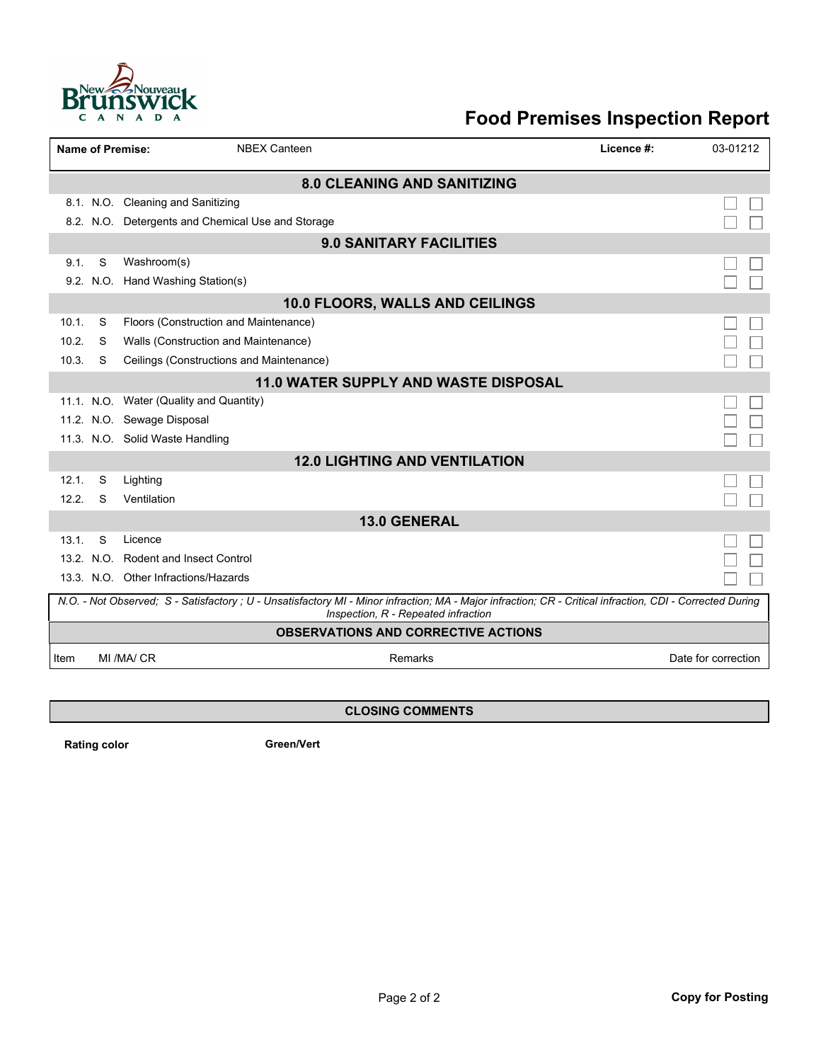## Food Premises Inspection Report

| | | | |
|---|---|---|---|
| **Name of Premise:** | NBEX Canteen | **Licence #:** | 03-01212 |

### 8.0 CLEANING AND SANITIZING

| | | | | |
|---|---|---|---|---|
| 8.1. | N.O. | Cleaning and Sanitizing | ☐ | ☐ |
| 8.2. | N.O. | Detergents and Chemical Use and Storage | ☐ | ☐ |

### 9.0 SANITARY FACILITIES

| | | | | |
|---|---|---|---|---|
| 9.1. | S | Washroom(s) | ☐ | ☐ |
| 9.2. | N.O. | Hand Washing Station(s) | ☐ | ☐ |

### 10.0 FLOORS, WALLS AND CEILINGS

| | | | | |
|---|---|---|---|---|
| 10.1. | S | Floors (Construction and Maintenance) | ☐ | ☐ |
| 10.2. | S | Walls (Construction and Maintenance) | ☐ | ☐ |
| 10.3. | S | Ceilings (Constructions and Maintenance) | ☐ | ☐ |

### 11.0 WATER SUPPLY AND WASTE DISPOSAL

| | | | | |
|---|---|---|---|---|
| 11.1. | N.O. | Water (Quality and Quantity) | ☐ | ☐ |
| 11.2. | N.O. | Sewage Disposal | ☐ | ☐ |
| 11.3. | N.O. | Solid Waste Handling | ☐ | ☐ |

### 12.0 LIGHTING AND VENTILATION

| | | | | |
|---|---|---|---|---|
| 12.1. | S | Lighting | ☐ | ☐ |
| 12.2. | S | Ventilation | ☐ | ☐ |

### 13.0 GENERAL

| | | | | |
|---|---|---|---|---|
| 13.1. | S | Licence | ☐ | ☐ |
| 13.2. | N.O. | Rodent and Insect Control | ☐ | ☐ |
| 13.3. | N.O. | Other Infractions/Hazards | ☐ | ☐ |

*N.O. - Not Observed; S - Satisfactory ; U - Unsatisfactory MI - Minor infraction; MA - Major infraction; CR - Critical infraction, CDI - Corrected During Inspection, R - Repeated infraction*

### OBSERVATIONS AND CORRECTIVE ACTIONS

| Item | MI /MA/ CR | Remarks | Date for correction |
|---|---|---|---|

### CLOSING COMMENTS

**Rating color** **Green/Vert**

**Copy for Posting**